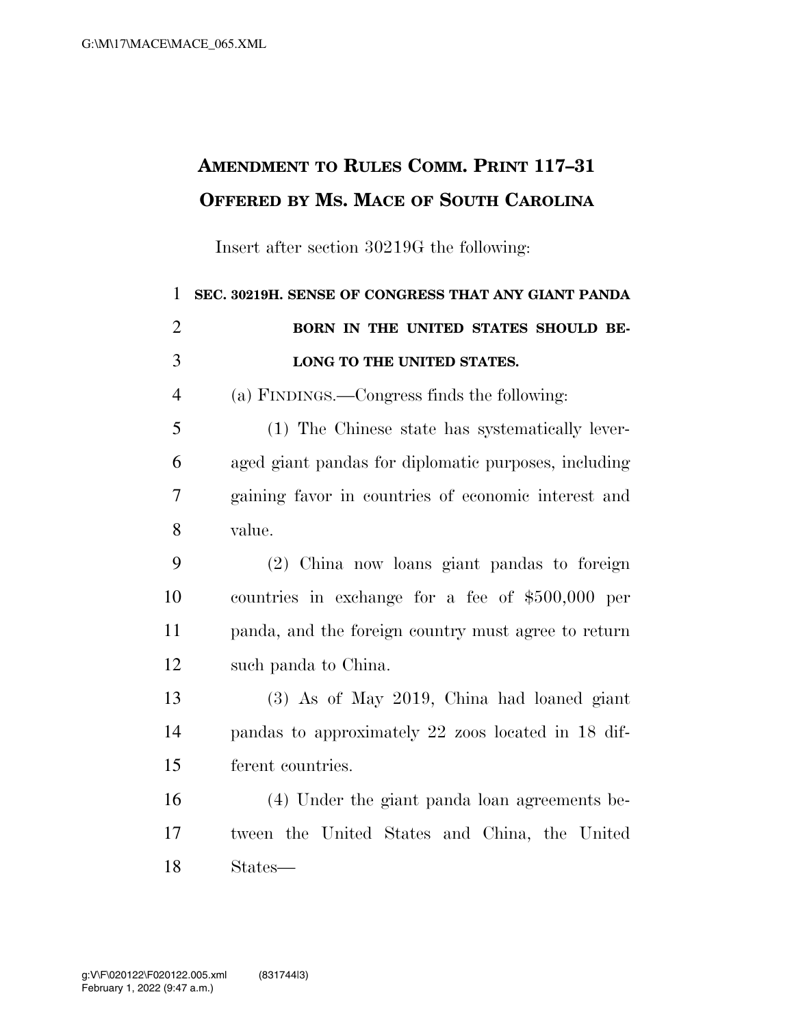# AMENDMENT TO RULES COMM. PRINT 117–31
## OFFERED BY MS. MACE OF SOUTH CAROLINA

Insert after section 30219G the following:

**SEC. 30219H. SENSE OF CONGRESS THAT ANY GIANT PANDA BORN IN THE UNITED STATES SHOULD BELONG TO THE UNITED STATES.**

(a) FINDINGS.—Congress finds the following:

(1) The Chinese state has systematically leveraged giant pandas for diplomatic purposes, including gaining favor in countries of economic interest and value.

(2) China now loans giant pandas to foreign countries in exchange for a fee of $500,000 per panda, and the foreign country must agree to return such panda to China.

(3) As of May 2019, China had loaned giant pandas to approximately 22 zoos located in 18 different countries.

(4) Under the giant panda loan agreements between the United States and China, the United States—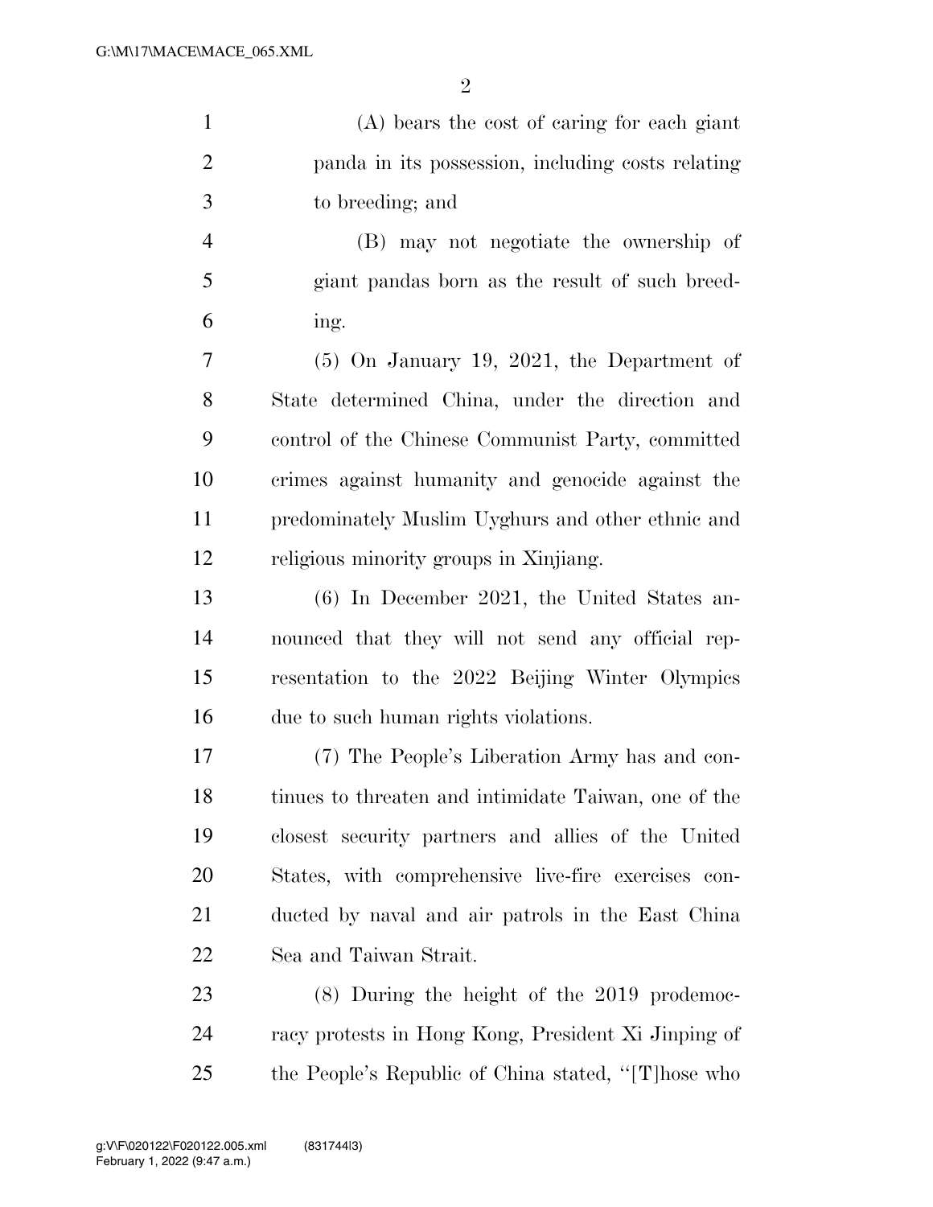(A) bears the cost of caring for each giant panda in its possession, including costs relating to breeding; and

(B) may not negotiate the ownership of giant pandas born as the result of such breeding.

(5) On January 19, 2021, the Department of State determined China, under the direction and control of the Chinese Communist Party, committed crimes against humanity and genocide against the predominately Muslim Uyghurs and other ethnic and religious minority groups in Xinjiang.

(6) In December 2021, the United States announced that they will not send any official representation to the 2022 Beijing Winter Olympics due to such human rights violations.

(7) The People's Liberation Army has and continues to threaten and intimidate Taiwan, one of the closest security partners and allies of the United States, with comprehensive live-fire exercises conducted by naval and air patrols in the East China Sea and Taiwan Strait.

(8) During the height of the 2019 prodemocracy protests in Hong Kong, President Xi Jinping of the People's Republic of China stated, "[T]hose who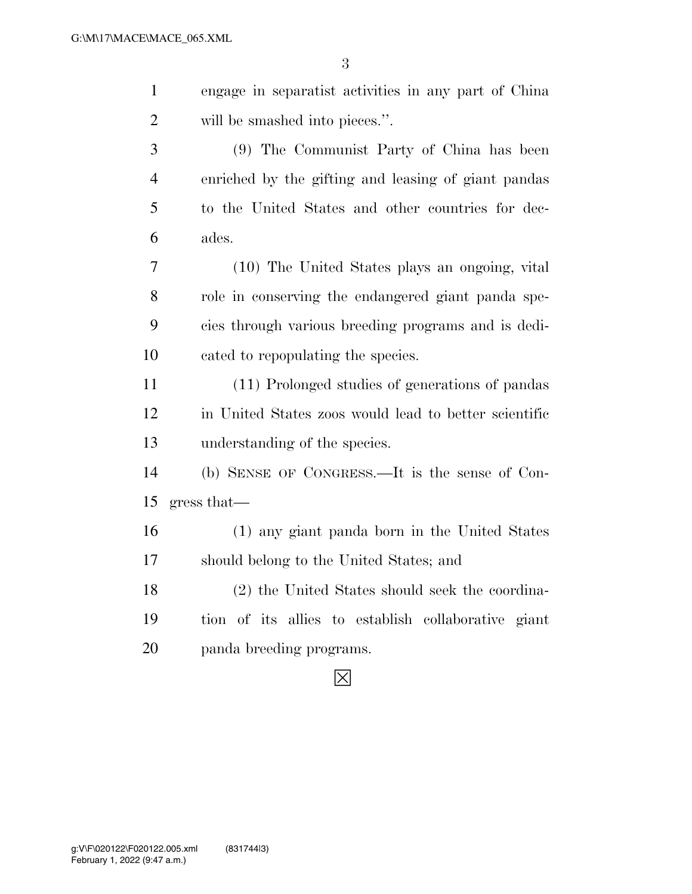engage in separatist activities in any part of China will be smashed into pieces.''.

(9) The Communist Party of China has been enriched by the gifting and leasing of giant pandas to the United States and other countries for decades.

(10) The United States plays an ongoing, vital role in conserving the endangered giant panda species through various breeding programs and is dedicated to repopulating the species.

(11) Prolonged studies of generations of pandas in United States zoos would lead to better scientific understanding of the species.

(b) SENSE OF CONGRESS.—It is the sense of Congress that—

(1) any giant panda born in the United States should belong to the United States; and

(2) the United States should seek the coordination of its allies to establish collaborative giant panda breeding programs.